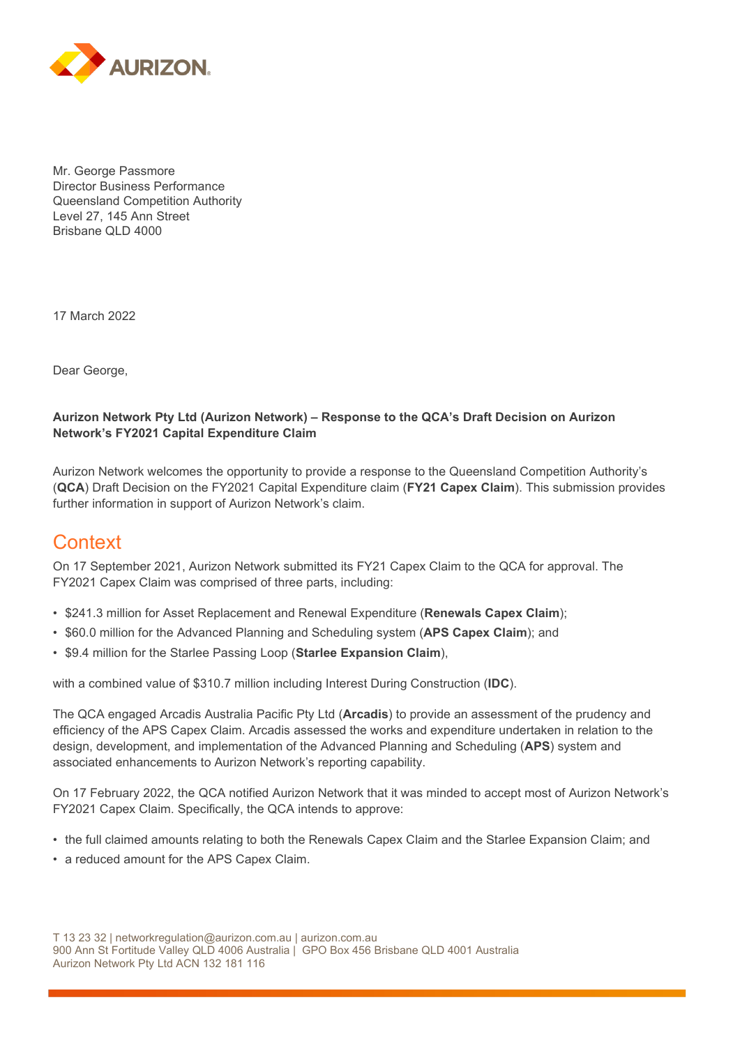Mr. George Passmore
Director Business Performance
Queensland Competition Authority
Level 27, 145 Ann Street
Brisbane QLD 4000

17 March 2022

Dear George,

**Aurizon Network Pty Ltd (Aurizon Network) – Response to the QCA's Draft Decision on Aurizon Network's FY2021 Capital Expenditure Claim**

Aurizon Network welcomes the opportunity to provide a response to the Queensland Competition Authority's (**QCA**) Draft Decision on the FY2021 Capital Expenditure claim (**FY21 Capex Claim**). This submission provides further information in support of Aurizon Network's claim.

## Context

On 17 September 2021, Aurizon Network submitted its FY21 Capex Claim to the QCA for approval. The FY2021 Capex Claim was comprised of three parts, including:

- $241.3 million for Asset Replacement and Renewal Expenditure (**Renewals Capex Claim**);
- $60.0 million for the Advanced Planning and Scheduling system (**APS Capex Claim**); and
- $9.4 million for the Starlee Passing Loop (**Starlee Expansion Claim**),

with a combined value of $310.7 million including Interest During Construction (**IDC**).

The QCA engaged Arcadis Australia Pacific Pty Ltd (**Arcadis**) to provide an assessment of the prudency and efficiency of the APS Capex Claim. Arcadis assessed the works and expenditure undertaken in relation to the design, development, and implementation of the Advanced Planning and Scheduling (**APS**) system and associated enhancements to Aurizon Network's reporting capability.

On 17 February 2022, the QCA notified Aurizon Network that it was minded to accept most of Aurizon Network's FY2021 Capex Claim. Specifically, the QCA intends to approve:

- the full claimed amounts relating to both the Renewals Capex Claim and the Starlee Expansion Claim; and
- a reduced amount for the APS Capex Claim.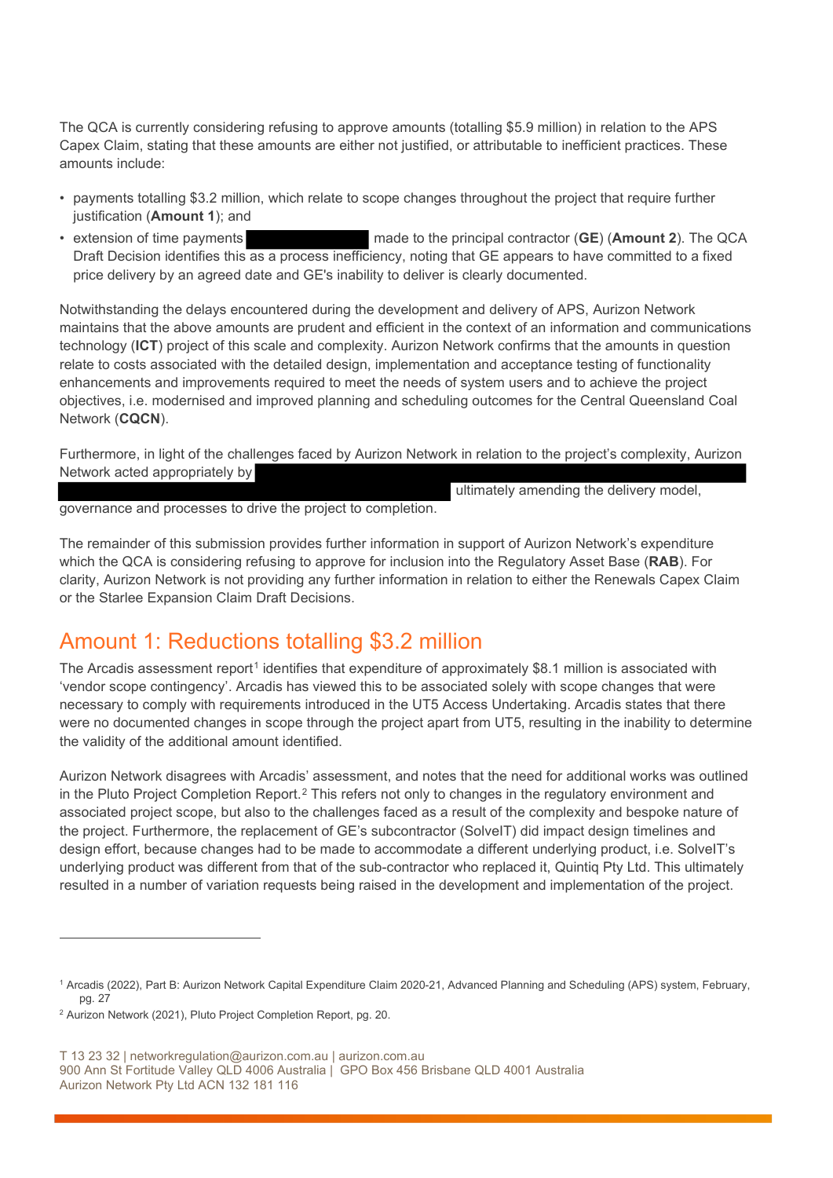The QCA is currently considering refusing to approve amounts (totalling $5.9 million) in relation to the APS Capex Claim, stating that these amounts are either not justified, or attributable to inefficient practices. These amounts include:

- payments totalling $3.2 million, which relate to scope changes throughout the project that require further justification (**Amount 1**); and
- extension of time payments [redacted] made to the principal contractor (**GE**) (**Amount 2**). The QCA Draft Decision identifies this as a process inefficiency, noting that GE appears to have committed to a fixed price delivery by an agreed date and GE's inability to deliver is clearly documented.

Notwithstanding the delays encountered during the development and delivery of APS, Aurizon Network maintains that the above amounts are prudent and efficient in the context of an information and communications technology (**ICT**) project of this scale and complexity. Aurizon Network confirms that the amounts in question relate to costs associated with the detailed design, implementation and acceptance testing of functionality enhancements and improvements required to meet the needs of system users and to achieve the project objectives, i.e. modernised and improved planning and scheduling outcomes for the Central Queensland Coal Network (**CQCN**).

Furthermore, in light of the challenges faced by Aurizon Network in relation to the project's complexity, Aurizon Network acted appropriately by [redacted] ultimately amending the delivery model, governance and processes to drive the project to completion.

The remainder of this submission provides further information in support of Aurizon Network's expenditure which the QCA is considering refusing to approve for inclusion into the Regulatory Asset Base (**RAB**). For clarity, Aurizon Network is not providing any further information in relation to either the Renewals Capex Claim or the Starlee Expansion Claim Draft Decisions.

## Amount 1: Reductions totalling $3.2 million

The Arcadis assessment report[1] identifies that expenditure of approximately $8.1 million is associated with 'vendor scope contingency'. Arcadis has viewed this to be associated solely with scope changes that were necessary to comply with requirements introduced in the UT5 Access Undertaking. Arcadis states that there were no documented changes in scope through the project apart from UT5, resulting in the inability to determine the validity of the additional amount identified.

Aurizon Network disagrees with Arcadis' assessment, and notes that the need for additional works was outlined in the Pluto Project Completion Report.[2] This refers not only to changes in the regulatory environment and associated project scope, but also to the challenges faced as a result of the complexity and bespoke nature of the project. Furthermore, the replacement of GE's subcontractor (SolveIT) did impact design timelines and design effort, because changes had to be made to accommodate a different underlying product, i.e. SolveIT's underlying product was different from that of the sub-contractor who replaced it, Quintiq Pty Ltd. This ultimately resulted in a number of variation requests being raised in the development and implementation of the project.

---

[1] Arcadis (2022), Part B: Aurizon Network Capital Expenditure Claim 2020-21, Advanced Planning and Scheduling (APS) system, February, pg. 27

[2] Aurizon Network (2021), Pluto Project Completion Report, pg. 20.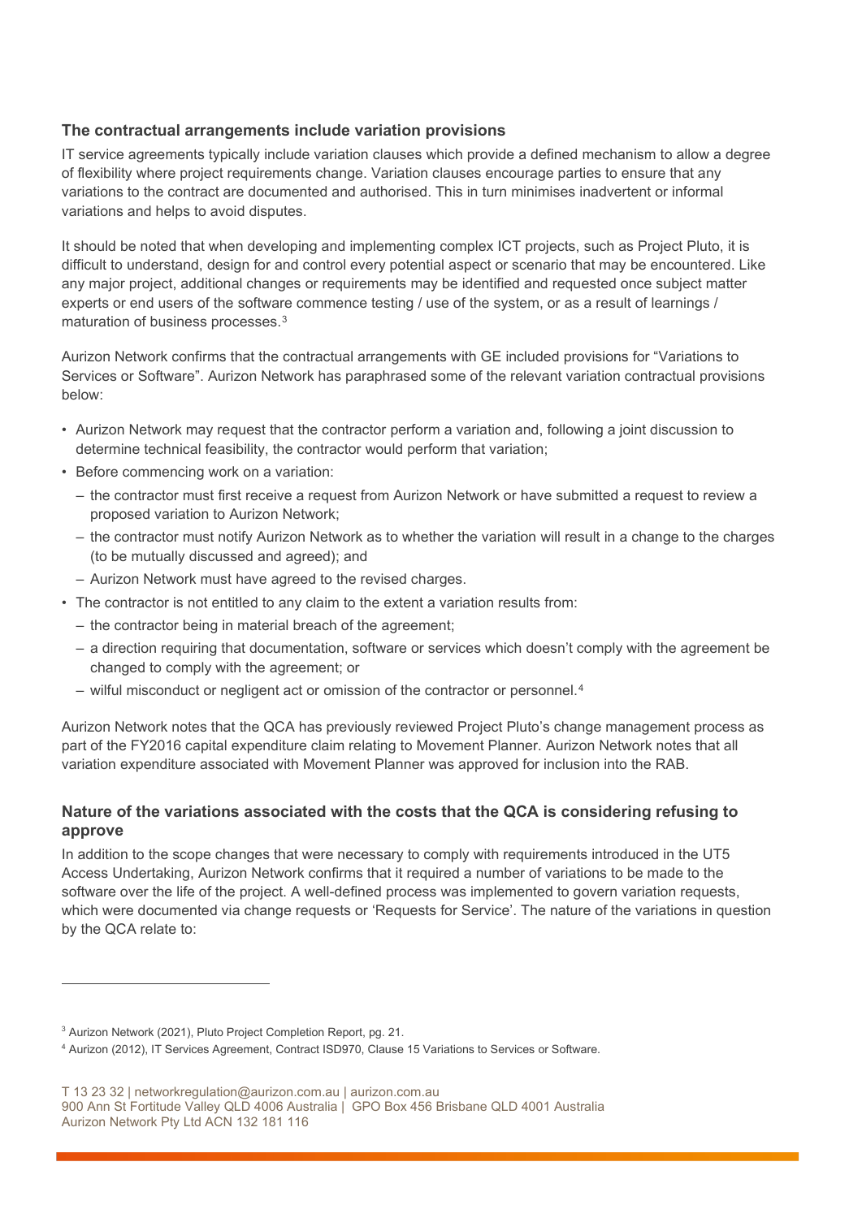### The contractual arrangements include variation provisions

IT service agreements typically include variation clauses which provide a defined mechanism to allow a degree of flexibility where project requirements change. Variation clauses encourage parties to ensure that any variations to the contract are documented and authorised. This in turn minimises inadvertent or informal variations and helps to avoid disputes.

It should be noted that when developing and implementing complex ICT projects, such as Project Pluto, it is difficult to understand, design for and control every potential aspect or scenario that may be encountered. Like any major project, additional changes or requirements may be identified and requested once subject matter experts or end users of the software commence testing / use of the system, or as a result of learnings / maturation of business processes.[3]

Aurizon Network confirms that the contractual arrangements with GE included provisions for "Variations to Services or Software". Aurizon Network has paraphrased some of the relevant variation contractual provisions below:

- Aurizon Network may request that the contractor perform a variation and, following a joint discussion to determine technical feasibility, the contractor would perform that variation;
- Before commencing work on a variation:
  - the contractor must first receive a request from Aurizon Network or have submitted a request to review a proposed variation to Aurizon Network;
  - the contractor must notify Aurizon Network as to whether the variation will result in a change to the charges (to be mutually discussed and agreed); and
  - Aurizon Network must have agreed to the revised charges.
- The contractor is not entitled to any claim to the extent a variation results from:
  - the contractor being in material breach of the agreement;
  - a direction requiring that documentation, software or services which doesn't comply with the agreement be changed to comply with the agreement; or
  - wilful misconduct or negligent act or omission of the contractor or personnel.[4]

Aurizon Network notes that the QCA has previously reviewed Project Pluto's change management process as part of the FY2016 capital expenditure claim relating to Movement Planner. Aurizon Network notes that all variation expenditure associated with Movement Planner was approved for inclusion into the RAB.

### Nature of the variations associated with the costs that the QCA is considering refusing to approve

In addition to the scope changes that were necessary to comply with requirements introduced in the UT5 Access Undertaking, Aurizon Network confirms that it required a number of variations to be made to the software over the life of the project. A well-defined process was implemented to govern variation requests, which were documented via change requests or 'Requests for Service'. The nature of the variations in question by the QCA relate to:

---

[3] Aurizon Network (2021), Pluto Project Completion Report, pg. 21.

[4] Aurizon (2012), IT Services Agreement, Contract ISD970, Clause 15 Variations to Services or Software.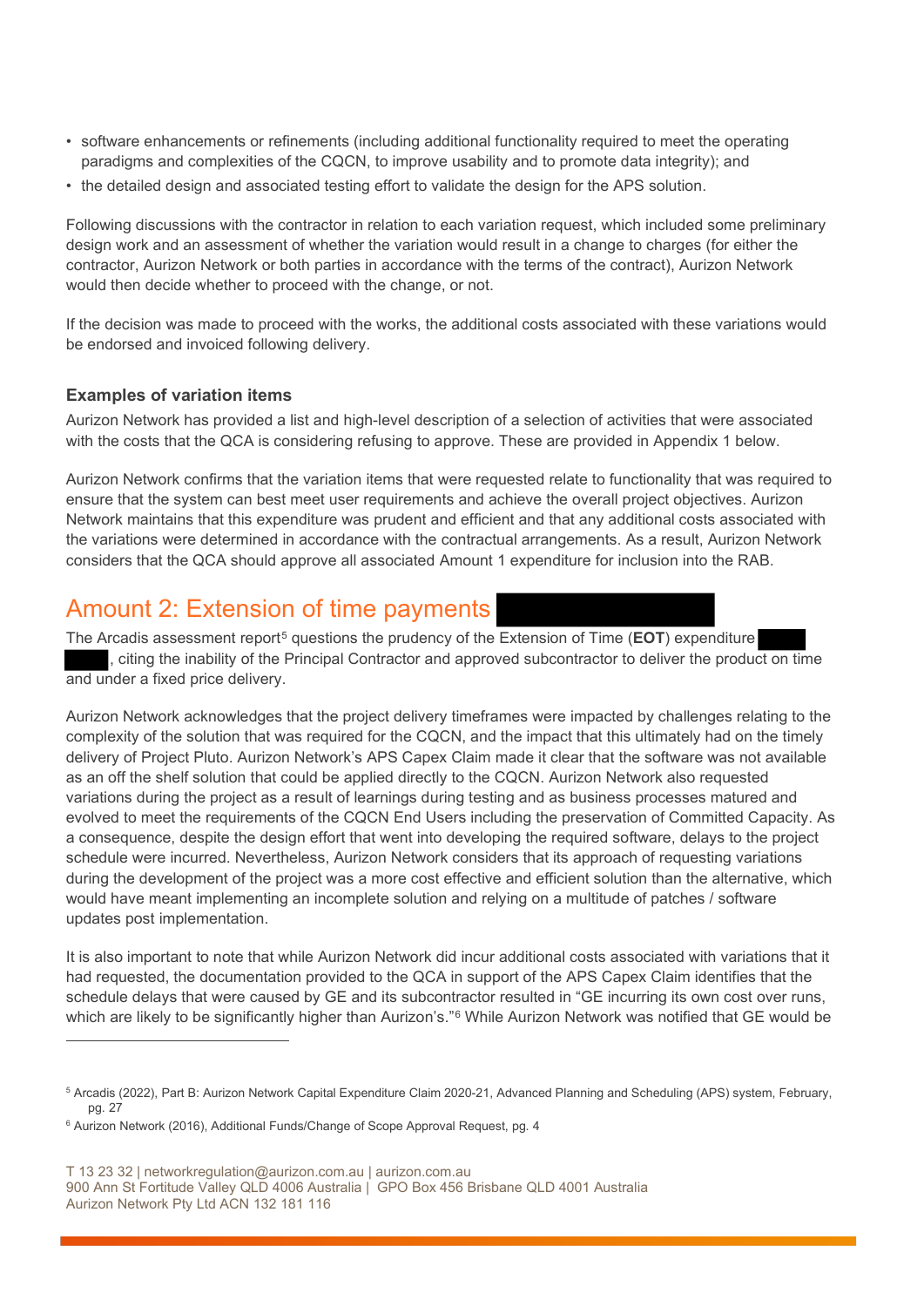- software enhancements or refinements (including additional functionality required to meet the operating paradigms and complexities of the CQCN, to improve usability and to promote data integrity); and
- the detailed design and associated testing effort to validate the design for the APS solution.

Following discussions with the contractor in relation to each variation request, which included some preliminary design work and an assessment of whether the variation would result in a change to charges (for either the contractor, Aurizon Network or both parties in accordance with the terms of the contract), Aurizon Network would then decide whether to proceed with the change, or not.

If the decision was made to proceed with the works, the additional costs associated with these variations would be endorsed and invoiced following delivery.

### Examples of variation items

Aurizon Network has provided a list and high-level description of a selection of activities that were associated with the costs that the QCA is considering refusing to approve. These are provided in Appendix 1 below.

Aurizon Network confirms that the variation items that were requested relate to functionality that was required to ensure that the system can best meet user requirements and achieve the overall project objectives. Aurizon Network maintains that this expenditure was prudent and efficient and that any additional costs associated with the variations were determined in accordance with the contractual arrangements. As a result, Aurizon Network considers that the QCA should approve all associated Amount 1 expenditure for inclusion into the RAB.

## Amount 2: Extension of time payments

The Arcadis assessment report[5] questions the prudency of the Extension of Time (**EOT**) expenditure , citing the inability of the Principal Contractor and approved subcontractor to deliver the product on time and under a fixed price delivery.

Aurizon Network acknowledges that the project delivery timeframes were impacted by challenges relating to the complexity of the solution that was required for the CQCN, and the impact that this ultimately had on the timely delivery of Project Pluto. Aurizon Network's APS Capex Claim made it clear that the software was not available as an off the shelf solution that could be applied directly to the CQCN. Aurizon Network also requested variations during the project as a result of learnings during testing and as business processes matured and evolved to meet the requirements of the CQCN End Users including the preservation of Committed Capacity. As a consequence, despite the design effort that went into developing the required software, delays to the project schedule were incurred. Nevertheless, Aurizon Network considers that its approach of requesting variations during the development of the project was a more cost effective and efficient solution than the alternative, which would have meant implementing an incomplete solution and relying on a multitude of patches / software updates post implementation.

It is also important to note that while Aurizon Network did incur additional costs associated with variations that it had requested, the documentation provided to the QCA in support of the APS Capex Claim identifies that the schedule delays that were caused by GE and its subcontractor resulted in "GE incurring its own cost over runs, which are likely to be significantly higher than Aurizon's."[6] While Aurizon Network was notified that GE would be

[5] Arcadis (2022), Part B: Aurizon Network Capital Expenditure Claim 2020-21, Advanced Planning and Scheduling (APS) system, February, pg. 27

[6] Aurizon Network (2016), Additional Funds/Change of Scope Approval Request, pg. 4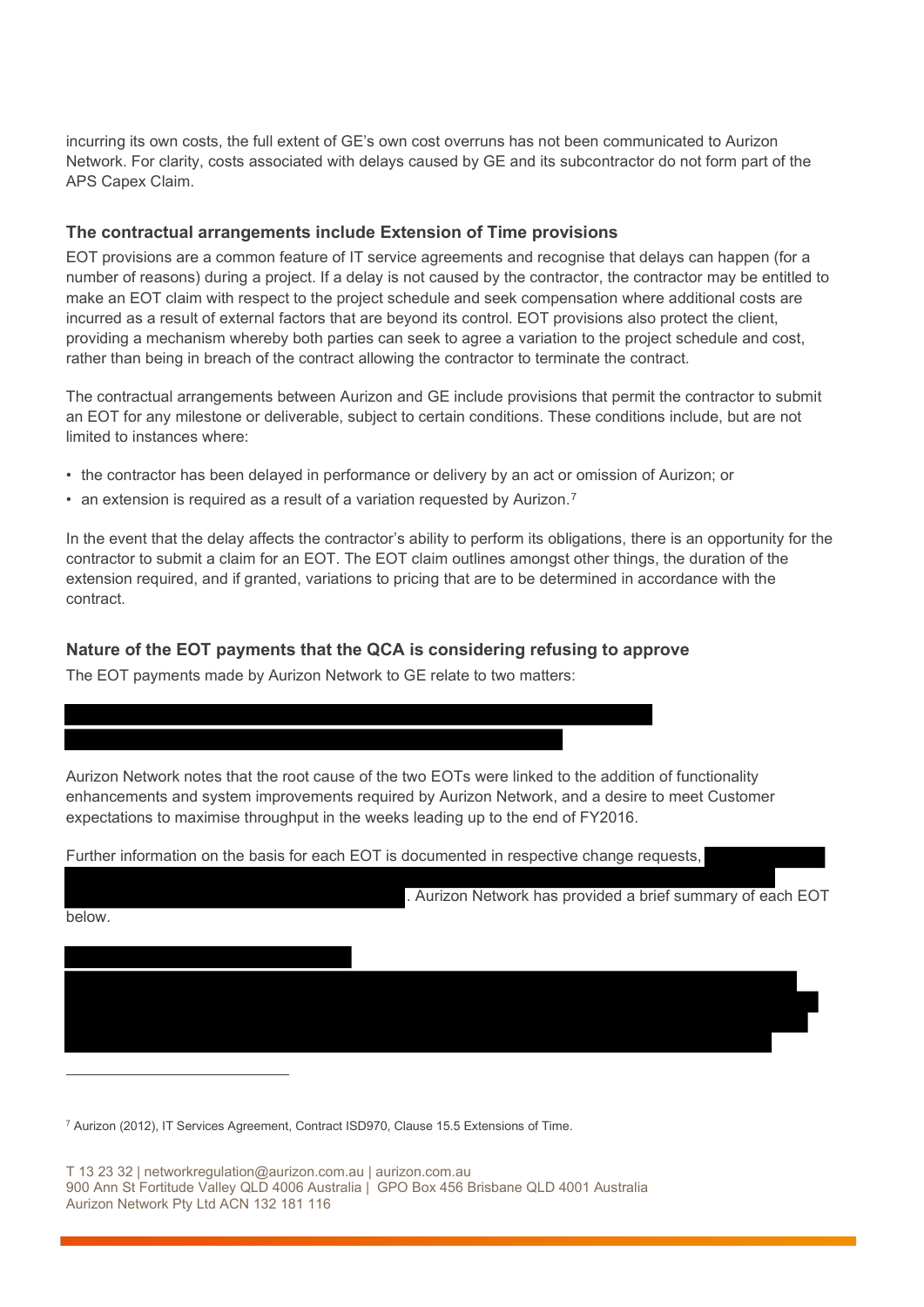incurring its own costs, the full extent of GE's own cost overruns has not been communicated to Aurizon Network. For clarity, costs associated with delays caused by GE and its subcontractor do not form part of the APS Capex Claim.

### The contractual arrangements include Extension of Time provisions

EOT provisions are a common feature of IT service agreements and recognise that delays can happen (for a number of reasons) during a project. If a delay is not caused by the contractor, the contractor may be entitled to make an EOT claim with respect to the project schedule and seek compensation where additional costs are incurred as a result of external factors that are beyond its control. EOT provisions also protect the client, providing a mechanism whereby both parties can seek to agree a variation to the project schedule and cost, rather than being in breach of the contract allowing the contractor to terminate the contract.

The contractual arrangements between Aurizon and GE include provisions that permit the contractor to submit an EOT for any milestone or deliverable, subject to certain conditions. These conditions include, but are not limited to instances where:

- the contractor has been delayed in performance or delivery by an act or omission of Aurizon; or
- an extension is required as a result of a variation requested by Aurizon.[7]

In the event that the delay affects the contractor's ability to perform its obligations, there is an opportunity for the contractor to submit a claim for an EOT. The EOT claim outlines amongst other things, the duration of the extension required, and if granted, variations to pricing that are to be determined in accordance with the contract.

### Nature of the EOT payments that the QCA is considering refusing to approve

The EOT payments made by Aurizon Network to GE relate to two matters:

Aurizon Network notes that the root cause of the two EOTs were linked to the addition of functionality enhancements and system improvements required by Aurizon Network, and a desire to meet Customer expectations to maximise throughput in the weeks leading up to the end of FY2016.

Further information on the basis for each EOT is documented in respective change requests, . Aurizon Network has provided a brief summary of each EOT below.

[7] Aurizon (2012), IT Services Agreement, Contract ISD970, Clause 15.5 Extensions of Time.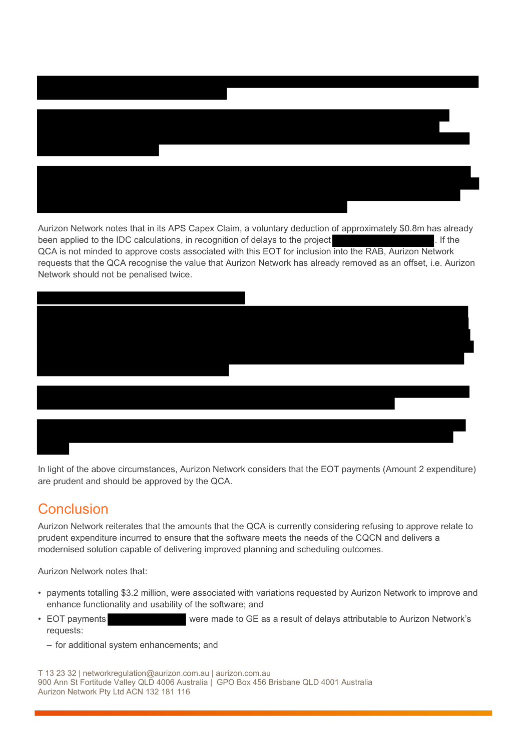Aurizon Network notes that in its APS Capex Claim, a voluntary deduction of approximately $0.8m has already been applied to the IDC calculations, in recognition of delays to the project. If the QCA is not minded to approve costs associated with this EOT for inclusion into the RAB, Aurizon Network requests that the QCA recognise the value that Aurizon Network has already removed as an offset, i.e. Aurizon Network should not be penalised twice.

In light of the above circumstances, Aurizon Network considers that the EOT payments (Amount 2 expenditure) are prudent and should be approved by the QCA.

## Conclusion

Aurizon Network reiterates that the amounts that the QCA is currently considering refusing to approve relate to prudent expenditure incurred to ensure that the software meets the needs of the CQCN and delivers a modernised solution capable of delivering improved planning and scheduling outcomes.

Aurizon Network notes that:

- payments totalling $3.2 million, were associated with variations requested by Aurizon Network to improve and enhance functionality and usability of the software; and
- EOT payments were made to GE as a result of delays attributable to Aurizon Network's requests:
  - for additional system enhancements; and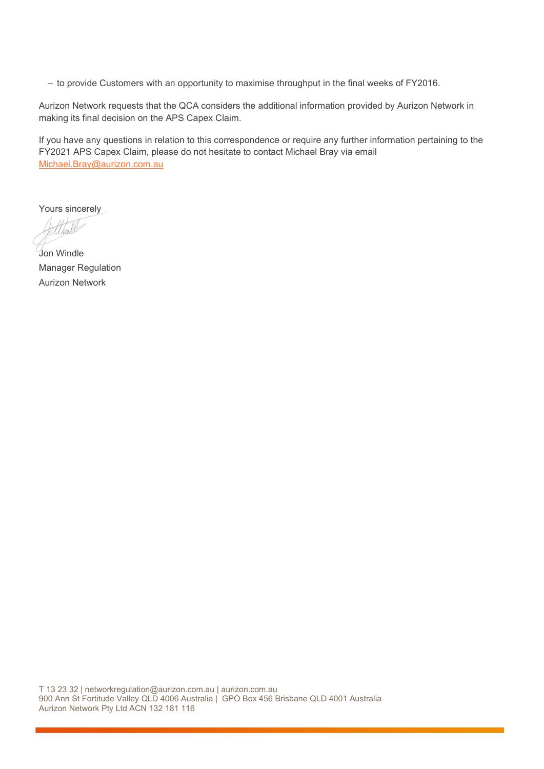- to provide Customers with an opportunity to maximise throughput in the final weeks of FY2016.

Aurizon Network requests that the QCA considers the additional information provided by Aurizon Network in making its final decision on the APS Capex Claim.

If you have any questions in relation to this correspondence or require any further information pertaining to the FY2021 APS Capex Claim, please do not hesitate to contact Michael Bray via email Michael.Bray@aurizon.com.au

Yours sincerely

Jon Windle
Manager Regulation
Aurizon Network

T 13 23 32 | networkregulation@aurizon.com.au | aurizon.com.au
900 Ann St Fortitude Valley QLD 4006 Australia | GPO Box 456 Brisbane QLD 4001 Australia
Aurizon Network Pty Ltd ACN 132 181 116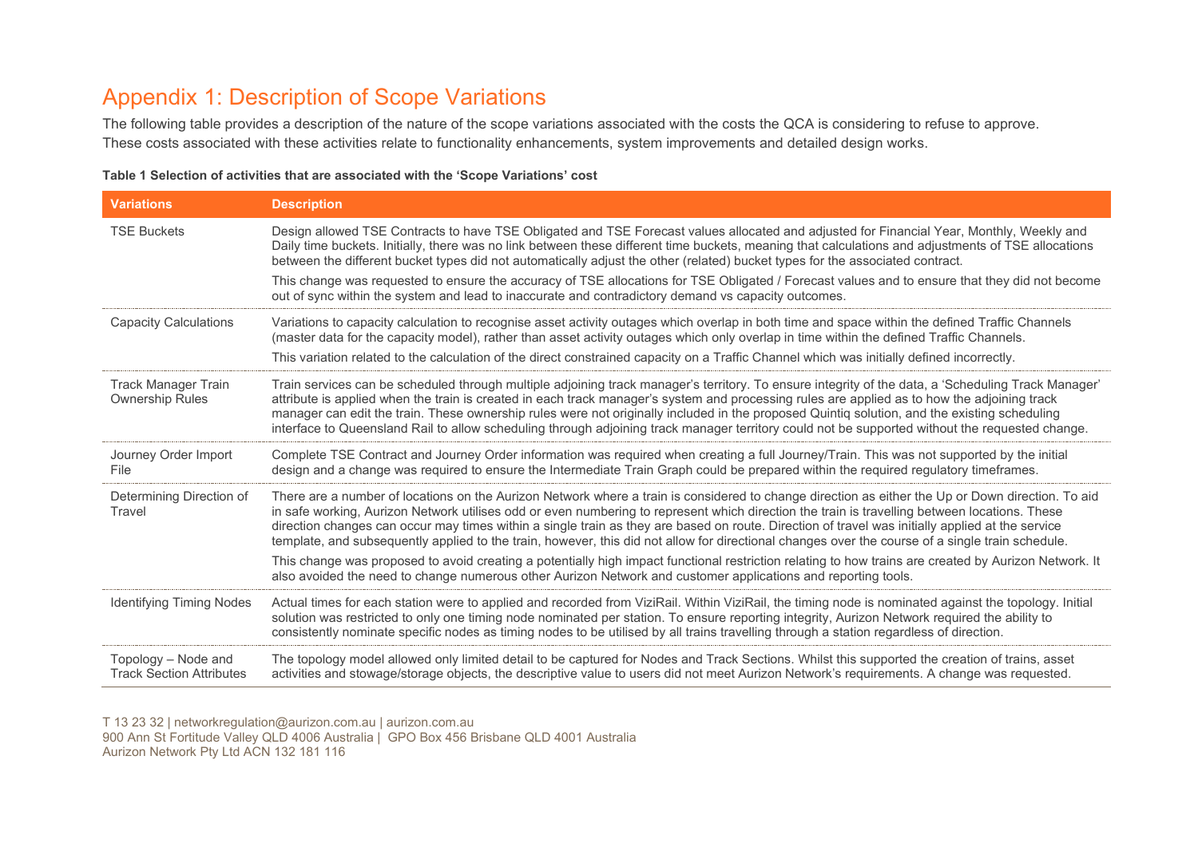# Appendix 1: Description of Scope Variations

The following table provides a description of the nature of the scope variations associated with the costs the QCA is considering to refuse to approve. These costs associated with these activities relate to functionality enhancements, system improvements and detailed design works.

**Table 1 Selection of activities that are associated with the 'Scope Variations' cost**

| Variations | Description |
|---|---|
| TSE Buckets | Design allowed TSE Contracts to have TSE Obligated and TSE Forecast values allocated and adjusted for Financial Year, Monthly, Weekly and Daily time buckets. Initially, there was no link between these different time buckets, meaning that calculations and adjustments of TSE allocations between the different bucket types did not automatically adjust the other (related) bucket types for the associated contract.<br><br>This change was requested to ensure the accuracy of TSE allocations for TSE Obligated / Forecast values and to ensure that they did not become out of sync within the system and lead to inaccurate and contradictory demand vs capacity outcomes. |
| Capacity Calculations | Variations to capacity calculation to recognise asset activity outages which overlap in both time and space within the defined Traffic Channels (master data for the capacity model), rather than asset activity outages which only overlap in time within the defined Traffic Channels.<br><br>This variation related to the calculation of the direct constrained capacity on a Traffic Channel which was initially defined incorrectly. |
| Track Manager Train Ownership Rules | Train services can be scheduled through multiple adjoining track manager's territory. To ensure integrity of the data, a 'Scheduling Track Manager' attribute is applied when the train is created in each track manager's system and processing rules are applied as to how the adjoining track manager can edit the train. These ownership rules were not originally included in the proposed Quintiq solution, and the existing scheduling interface to Queensland Rail to allow scheduling through adjoining track manager territory could not be supported without the requested change. |
| Journey Order Import File | Complete TSE Contract and Journey Order information was required when creating a full Journey/Train. This was not supported by the initial design and a change was required to ensure the Intermediate Train Graph could be prepared within the required regulatory timeframes. |
| Determining Direction of Travel | There are a number of locations on the Aurizon Network where a train is considered to change direction as either the Up or Down direction. To aid in safe working, Aurizon Network utilises odd or even numbering to represent which direction the train is travelling between locations. These direction changes can occur may times within a single train as they are based on route. Direction of travel was initially applied at the service template, and subsequently applied to the train, however, this did not allow for directional changes over the course of a single train schedule.<br><br>This change was proposed to avoid creating a potentially high impact functional restriction relating to how trains are created by Aurizon Network. It also avoided the need to change numerous other Aurizon Network and customer applications and reporting tools. |
| Identifying Timing Nodes | Actual times for each station were to applied and recorded from ViziRail. Within ViziRail, the timing node is nominated against the topology. Initial solution was restricted to only one timing node nominated per station. To ensure reporting integrity, Aurizon Network required the ability to consistently nominate specific nodes as timing nodes to be utilised by all trains travelling through a station regardless of direction. |
| Topology – Node and Track Section Attributes | The topology model allowed only limited detail to be captured for Nodes and Track Sections. Whilst this supported the creation of trains, asset activities and stowage/storage objects, the descriptive value to users did not meet Aurizon Network's requirements. A change was requested. |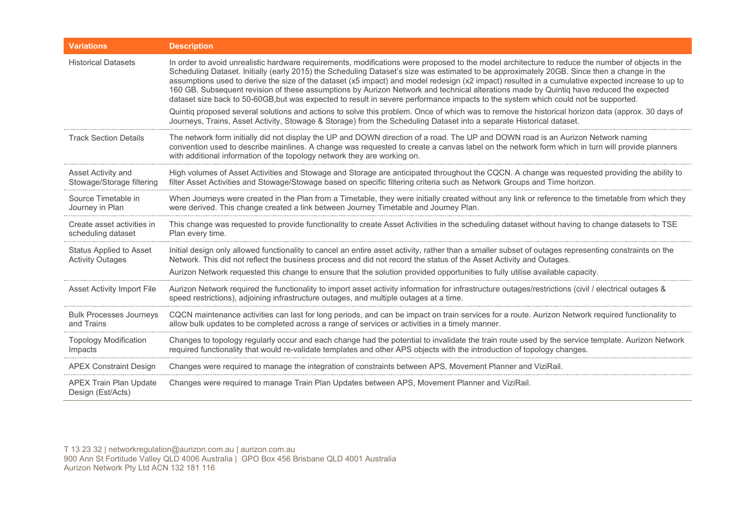| Variations | Description |
|---|---|
| Historical Datasets | In order to avoid unrealistic hardware requirements, modifications were proposed to the model architecture to reduce the number of objects in the Scheduling Dataset. Initially (early 2015) the Scheduling Dataset's size was estimated to be approximately 20GB. Since then a change in the assumptions used to derive the size of the dataset (x5 impact) and model redesign (x2 impact) resulted in a cumulative expected increase to up to 160 GB. Subsequent revision of these assumptions by Aurizon Network and technical alterations made by Quintiq have reduced the expected dataset size back to 50-60GB,but was expected to result in severe performance impacts to the system which could not be supported.<br><br>Quintiq proposed several solutions and actions to solve this problem. Once of which was to remove the historical horizon data (approx. 30 days of Journeys, Trains, Asset Activity, Stowage & Storage) from the Scheduling Dataset into a separate Historical dataset. |
| Track Section Details | The network form initially did not display the UP and DOWN direction of a road. The UP and DOWN road is an Aurizon Network naming convention used to describe mainlines. A change was requested to create a canvas label on the network form which in turn will provide planners with additional information of the topology network they are working on. |
| Asset Activity and Stowage/Storage filtering | High volumes of Asset Activities and Stowage and Storage are anticipated throughout the CQCN. A change was requested providing the ability to filter Asset Activities and Stowage/Stowage based on specific filtering criteria such as Network Groups and Time horizon. |
| Source Timetable in Journey in Plan | When Journeys were created in the Plan from a Timetable, they were initially created without any link or reference to the timetable from which they were derived. This change created a link between Journey Timetable and Journey Plan. |
| Create asset activities in scheduling dataset | This change was requested to provide functionality to create Asset Activities in the scheduling dataset without having to change datasets to TSE Plan every time. |
| Status Applied to Asset Activity Outages | Initial design only allowed functionality to cancel an entire asset activity, rather than a smaller subset of outages representing constraints on the Network. This did not reflect the business process and did not record the status of the Asset Activity and Outages.<br><br>Aurizon Network requested this change to ensure that the solution provided opportunities to fully utilise available capacity. |
| Asset Activity Import File | Aurizon Network required the functionality to import asset activity information for infrastructure outages/restrictions (civil / electrical outages & speed restrictions), adjoining infrastructure outages, and multiple outages at a time. |
| Bulk Processes Journeys and Trains | CQCN maintenance activities can last for long periods, and can be impact on train services for a route. Aurizon Network required functionality to allow bulk updates to be completed across a range of services or activities in a timely manner. |
| Topology Modification Impacts | Changes to topology regularly occur and each change had the potential to invalidate the train route used by the service template. Aurizon Network required functionality that would re-validate templates and other APS objects with the introduction of topology changes. |
| APEX Constraint Design | Changes were required to manage the integration of constraints between APS, Movement Planner and ViziRail. |
| APEX Train Plan Update Design (Est/Acts) | Changes were required to manage Train Plan Updates between APS, Movement Planner and ViziRail. |

T 13 23 32 | networkregulation@aurizon.com.au | aurizon.com.au
900 Ann St Fortitude Valley QLD 4006 Australia | GPO Box 456 Brisbane QLD 4001 Australia
Aurizon Network Pty Ltd ACN 132 181 116